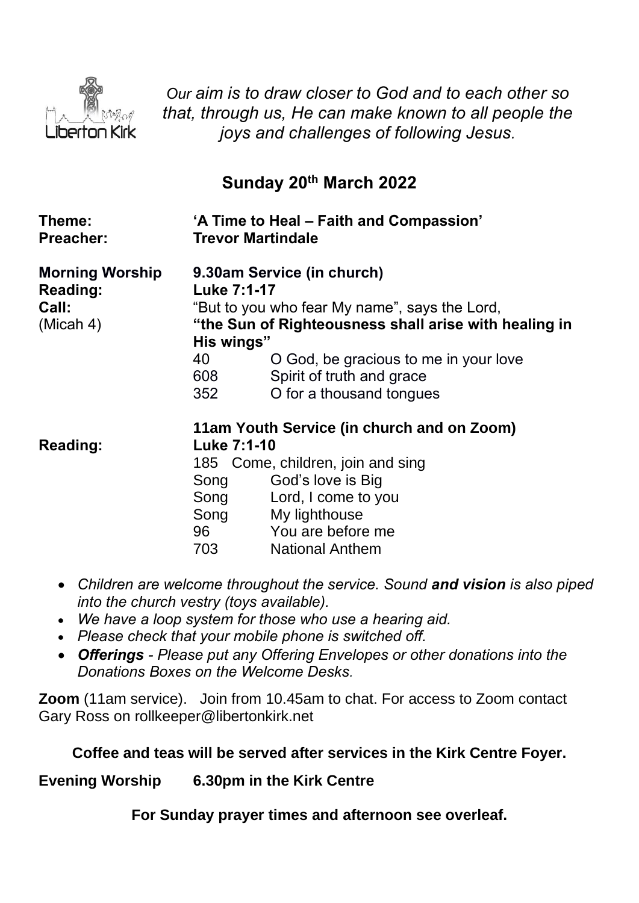Liberton Kirk

*Our aim is to draw closer to God and to each other so that, through us, He can make known to all people the joys and challenges of following Jesus.*

## Sunday 20th March 2022

**Theme:** **'A Time to Heal – Faith and Compassion'**
**Preacher:** **Trevor Martindale**

**Morning Worship** **9.30am Service (in church)**
**Reading:** **Luke 7:1-17**
**Call:** "But to you who fear My name", says the Lord,
(Micah 4) **"the Sun of Righteousness shall arise with healing in His wings"**

| | |
|---|---|
| 40 | O God, be gracious to me in your love |
| 608 | Spirit of truth and grace |
| 352 | O for a thousand tongues |

**11am Youth Service (in church and on Zoom)**
**Reading:** **Luke 7:1-10**

| | |
|---|---|
| 185 | Come, children, join and sing |
| Song | God's love is Big |
| Song | Lord, I come to you |
| Song | My lighthouse |
| 96 | You are before me |
| 703 | National Anthem |

- *Children are welcome throughout the service. Sound **and vision** is also piped into the church vestry (toys available).*
- *We have a loop system for those who use a hearing aid.*
- *Please check that your mobile phone is switched off.*
- ***Offerings** - Please put any Offering Envelopes or other donations into the Donations Boxes on the Welcome Desks.*

**Zoom** (11am service). Join from 10.45am to chat. For access to Zoom contact Gary Ross on rollkeeper@libertonkirk.net

**Coffee and teas will be served after services in the Kirk Centre Foyer.**

**Evening Worship** **6.30pm in the Kirk Centre**

**For Sunday prayer times and afternoon see overleaf.**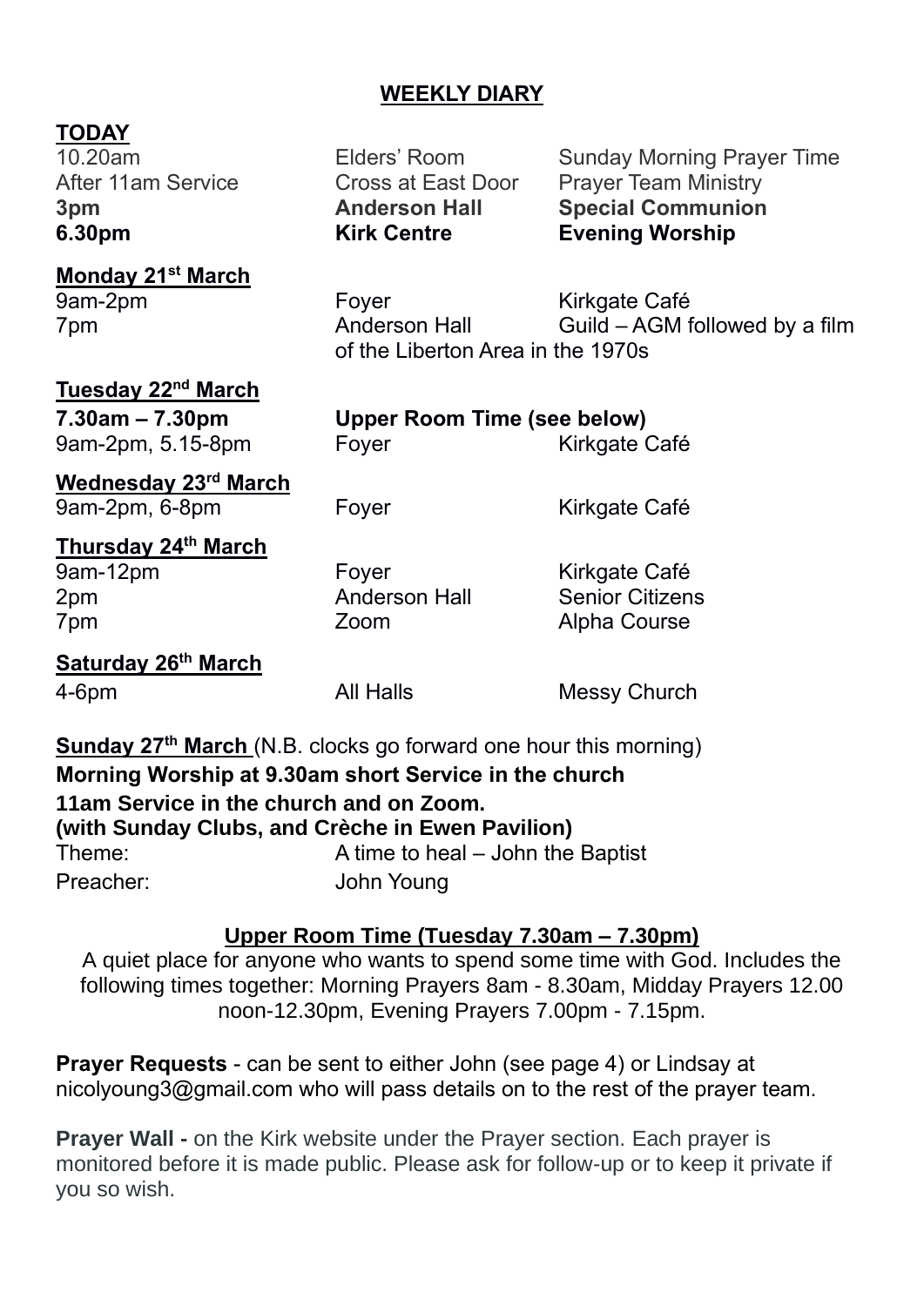## WEEKLY DIARY

**TODAY**

| | | |
|---|---|---|
| 10.20am | Elders' Room | Sunday Morning Prayer Time |
| After 11am Service | Cross at East Door | Prayer Team Ministry |
| **3pm** | **Anderson Hall** | **Special Communion** |
| **6.30pm** | **Kirk Centre** | **Evening Worship** |

**Monday 21st March**

| | | |
|---|---|---|
| 9am-2pm | Foyer | Kirkgate Café |
| 7pm | Anderson Hall | Guild – AGM followed by a film of the Liberton Area in the 1970s |

**Tuesday 22nd March**

| | | |
|---|---|---|
| **7.30am – 7.30pm** | **Upper Room Time (see below)** | |
| 9am-2pm, 5.15-8pm | Foyer | Kirkgate Café |

**Wednesday 23rd March**

| | | |
|---|---|---|
| 9am-2pm, 6-8pm | Foyer | Kirkgate Café |

**Thursday 24th March**

| | | |
|---|---|---|
| 9am-12pm | Foyer | Kirkgate Café |
| 2pm | Anderson Hall | Senior Citizens |
| 7pm | Zoom | Alpha Course |

**Saturday 26th March**

| | | |
|---|---|---|
| 4-6pm | All Halls | Messy Church |

**Sunday 27th March** (N.B. clocks go forward one hour this morning)

**Morning Worship at 9.30am short Service in the church**

**11am Service in the church and on Zoom.**
**(with Sunday Clubs, and Crèche in Ewen Pavilion)**

Theme: A time to heal – John the Baptist

Preacher: John Young

### Upper Room Time (Tuesday 7.30am – 7.30pm)

A quiet place for anyone who wants to spend some time with God. Includes the following times together: Morning Prayers 8am - 8.30am, Midday Prayers 12.00 noon-12.30pm, Evening Prayers 7.00pm - 7.15pm.

**Prayer Requests** - can be sent to either John (see page 4) or Lindsay at nicolyoung3@gmail.com who will pass details on to the rest of the prayer team.

**Prayer Wall -** on the Kirk website under the Prayer section. Each prayer is monitored before it is made public. Please ask for follow-up or to keep it private if you so wish.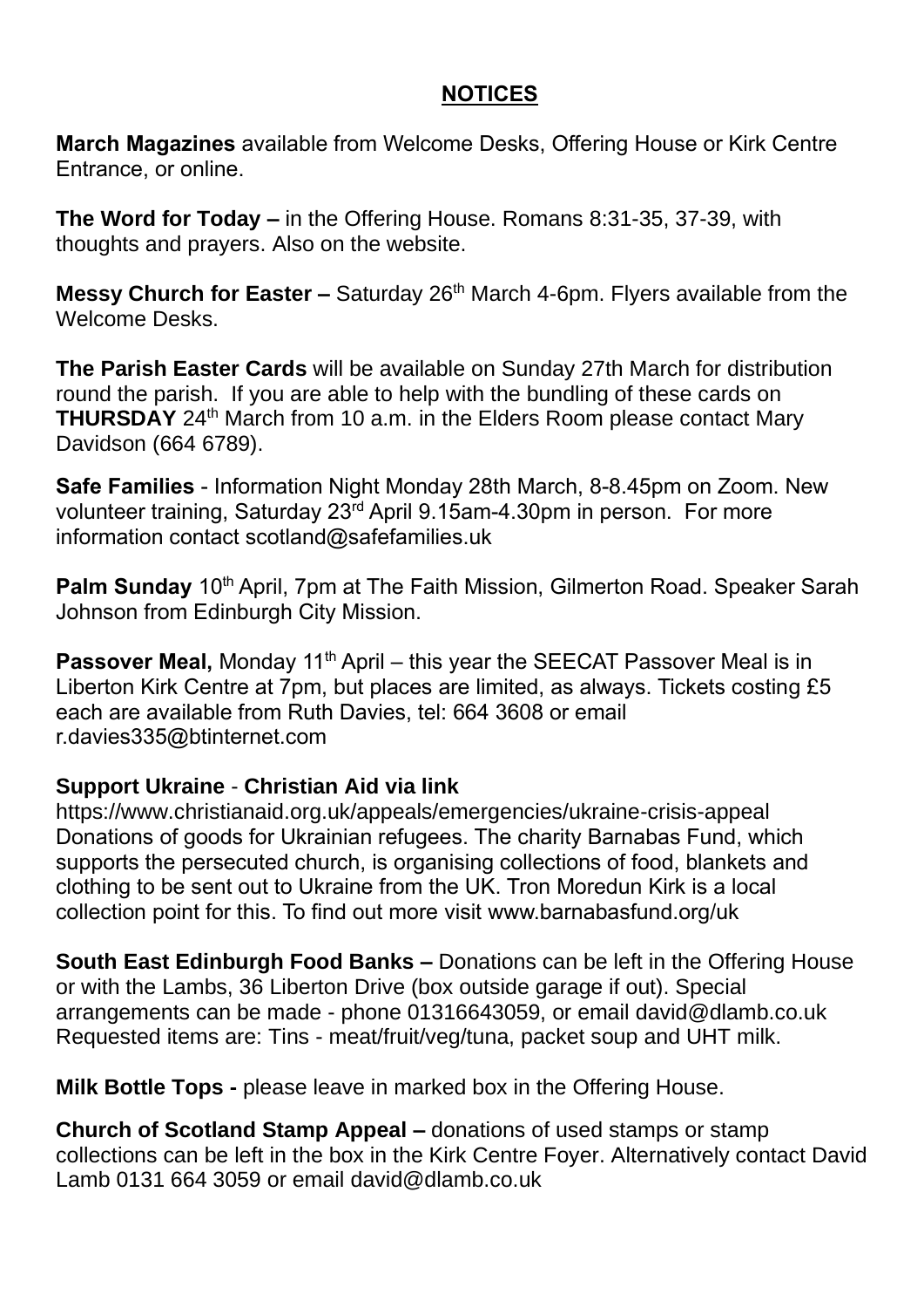## NOTICES

**March Magazines** available from Welcome Desks, Offering House or Kirk Centre Entrance, or online.

**The Word for Today –** in the Offering House. Romans 8:31-35, 37-39, with thoughts and prayers. Also on the website.

**Messy Church for Easter –** Saturday 26th March 4-6pm. Flyers available from the Welcome Desks.

**The Parish Easter Cards** will be available on Sunday 27th March for distribution round the parish. If you are able to help with the bundling of these cards on **THURSDAY** 24th March from 10 a.m. in the Elders Room please contact Mary Davidson (664 6789).

**Safe Families** - Information Night Monday 28th March, 8-8.45pm on Zoom. New volunteer training, Saturday 23rd April 9.15am-4.30pm in person. For more information contact scotland@safefamilies.uk

**Palm Sunday** 10th April, 7pm at The Faith Mission, Gilmerton Road. Speaker Sarah Johnson from Edinburgh City Mission.

**Passover Meal,** Monday 11th April – this year the SEECAT Passover Meal is in Liberton Kirk Centre at 7pm, but places are limited, as always. Tickets costing £5 each are available from Ruth Davies, tel: 664 3608 or email r.davies335@btinternet.com

**Support Ukraine** - **Christian Aid via link**
https://www.christianaid.org.uk/appeals/emergencies/ukraine-crisis-appeal
Donations of goods for Ukrainian refugees. The charity Barnabas Fund, which supports the persecuted church, is organising collections of food, blankets and clothing to be sent out to Ukraine from the UK. Tron Moredun Kirk is a local collection point for this. To find out more visit www.barnabasfund.org/uk

**South East Edinburgh Food Banks –** Donations can be left in the Offering House or with the Lambs, 36 Liberton Drive (box outside garage if out). Special arrangements can be made - phone 01316643059, or email david@dlamb.co.uk
Requested items are: Tins - meat/fruit/veg/tuna, packet soup and UHT milk.

**Milk Bottle Tops -** please leave in marked box in the Offering House.

**Church of Scotland Stamp Appeal –** donations of used stamps or stamp collections can be left in the box in the Kirk Centre Foyer. Alternatively contact David Lamb 0131 664 3059 or email david@dlamb.co.uk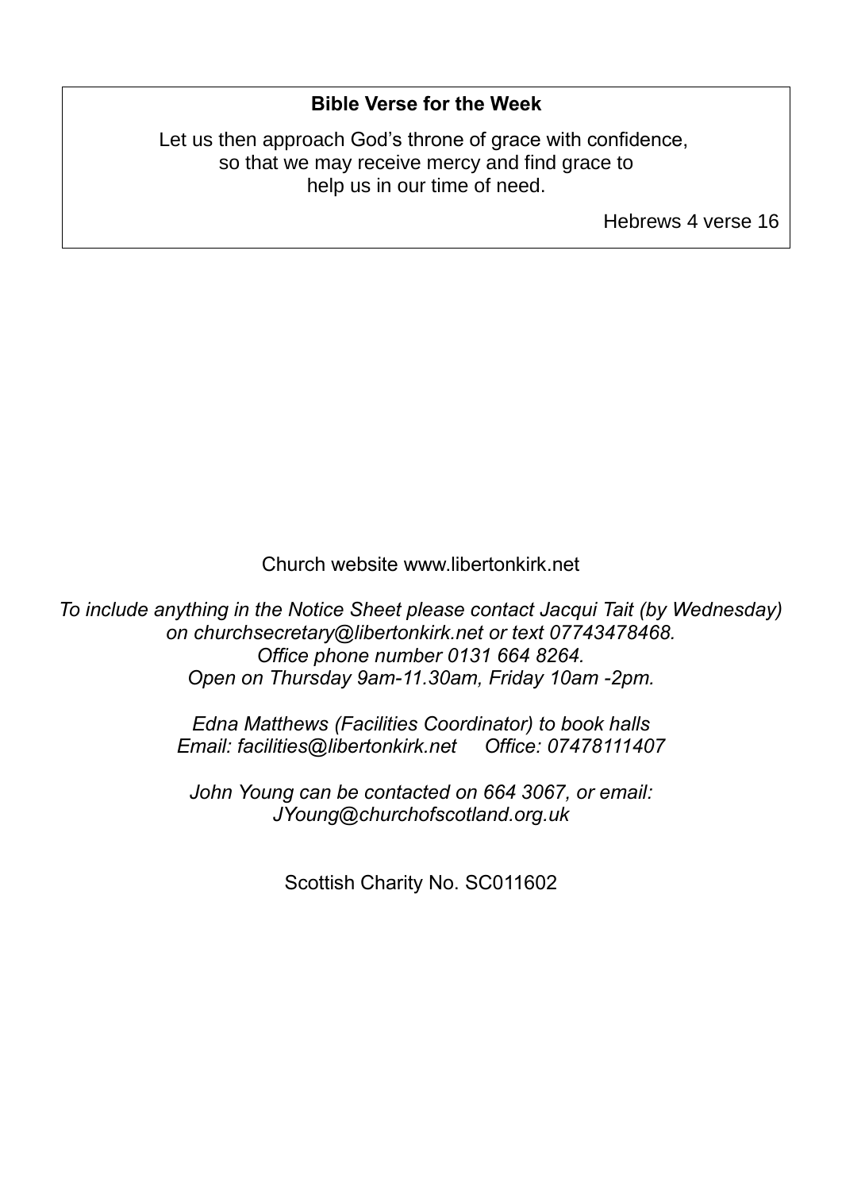**Bible Verse for the Week**

Let us then approach God's throne of grace with confidence, so that we may receive mercy and find grace to help us in our time of need.

Hebrews 4 verse 16

Church website www.libertonkirk.net

*To include anything in the Notice Sheet please contact Jacqui Tait (by Wednesday) on churchsecretary@libertonkirk.net or text 07743478468.*
*Office phone number 0131 664 8264.*
*Open on Thursday 9am-11.30am, Friday 10am -2pm.*

*Edna Matthews (Facilities Coordinator) to book halls*
*Email: facilities@libertonkirk.net Office: 07478111407*

*John Young can be contacted on 664 3067, or email: JYoung@churchofscotland.org.uk*

Scottish Charity No. SC011602